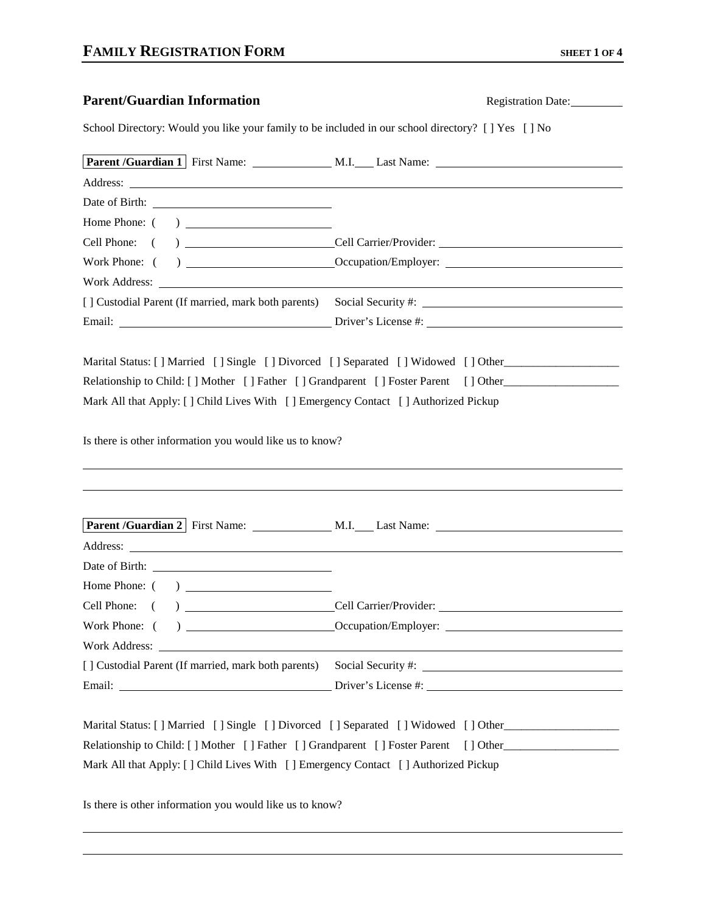# FAMILY REGISTRATION FORM

## Parent/Guardian Information

Registration Date:_________

School Directory: Would you like your family to be included in our school directory? [ ] Yes [ ] No

**Parent /Guardian 1** First Name: ____________ M.I.___ Last Name: ______________________________

Address: ______________________________________________________________________________

Date of Birth: ____________________________

Home Phone: ( ) ______________________

Cell Phone: ( ) ______________________ Cell Carrier/Provider: ______________________________

Work Phone: ( ) ______________________ Occupation/Employer: ______________________________

Work Address: __________________________________________________________________________

[ ] Custodial Parent (If married, mark both parents) Social Security #: ______________________________

Email: ________________________________ Driver's License #: ______________________________

Marital Status: [ ] Married [ ] Single [ ] Divorced [ ] Separated [ ] Widowed [ ] Other___________________

Relationship to Child: [ ] Mother [ ] Father [ ] Grandparent [ ] Foster Parent [ ] Other___________________

Mark All that Apply: [ ] Child Lives With [ ] Emergency Contact [ ] Authorized Pickup

Is there is other information you would like us to know?

______________________________________________________________________________________

______________________________________________________________________________________

**Parent /Guardian 2** First Name: ____________ M.I.___ Last Name: ______________________________

Address: ______________________________________________________________________________

Date of Birth: ____________________________

Home Phone: ( ) ______________________

Cell Phone: ( ) ______________________ Cell Carrier/Provider: ______________________________

Work Phone: ( ) ______________________ Occupation/Employer: ______________________________

Work Address: __________________________________________________________________________

[ ] Custodial Parent (If married, mark both parents) Social Security #: ______________________________

Email: ________________________________ Driver's License #: ______________________________

Marital Status: [ ] Married [ ] Single [ ] Divorced [ ] Separated [ ] Widowed [ ] Other___________________

Relationship to Child: [ ] Mother [ ] Father [ ] Grandparent [ ] Foster Parent [ ] Other___________________

Mark All that Apply: [ ] Child Lives With [ ] Emergency Contact [ ] Authorized Pickup

Is there is other information you would like us to know?

______________________________________________________________________________________

______________________________________________________________________________________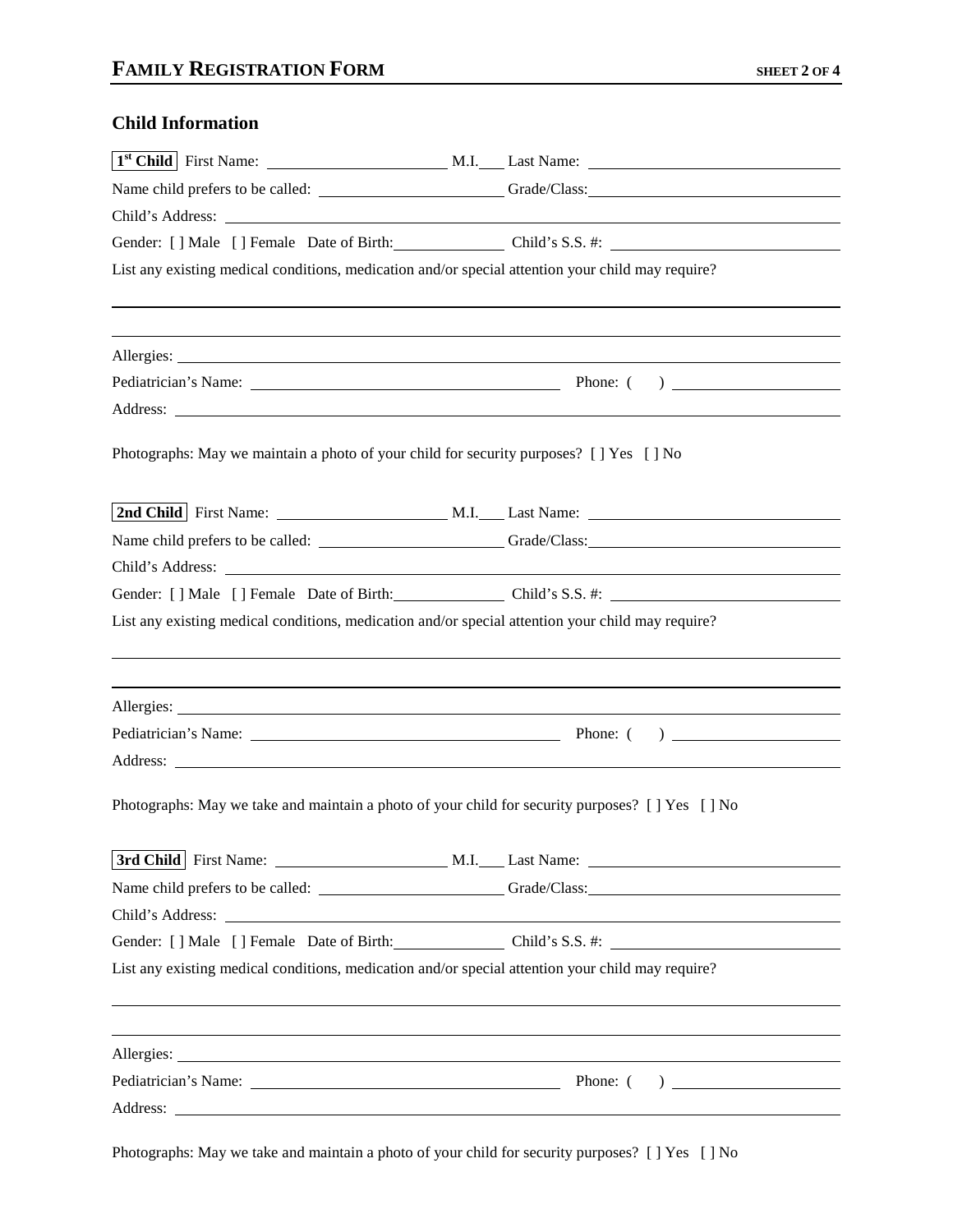## FAMILY REGISTRATION FORM

### Child Information

**1st Child** First Name: ____________________ M.I.___ Last Name: ____________________________

Name child prefers to be called: ______________________ Grade/Class: ____________________________

Child's Address: ____________________________________________________________________

Gender: [ ] Male [ ] Female Date of Birth: ____________ Child's S.S. #: ________________________

List any existing medical conditions, medication and/or special attention your child may require?

______________________________________________________________________________

______________________________________________________________________________

Allergies: ____________________________________________________________________

Pediatrician's Name: ____________________________________ Phone: ( ) ____________________

Address: ____________________________________________________________________

Photographs: May we maintain a photo of your child for security purposes? [ ] Yes [ ] No

**2nd Child** First Name: ____________________ M.I.___ Last Name: ____________________________

Name child prefers to be called: ______________________ Grade/Class: ____________________________

Child's Address: ____________________________________________________________________

Gender: [ ] Male [ ] Female Date of Birth: ____________ Child's S.S. #: ________________________

List any existing medical conditions, medication and/or special attention your child may require?

______________________________________________________________________________

______________________________________________________________________________

Allergies: ____________________________________________________________________

Pediatrician's Name: ____________________________________ Phone: ( ) ____________________

Address: ____________________________________________________________________

Photographs: May we take and maintain a photo of your child for security purposes? [ ] Yes [ ] No

**3rd Child** First Name: ____________________ M.I.___ Last Name: ____________________________

Name child prefers to be called: ______________________ Grade/Class: ____________________________

Child's Address: ____________________________________________________________________

Gender: [ ] Male [ ] Female Date of Birth: ____________ Child's S.S. #: ________________________

List any existing medical conditions, medication and/or special attention your child may require?

______________________________________________________________________________

______________________________________________________________________________

Allergies: ____________________________________________________________________

Pediatrician's Name: ____________________________________ Phone: ( ) ____________________

Address: ____________________________________________________________________

Photographs: May we take and maintain a photo of your child for security purposes? [ ] Yes [ ] No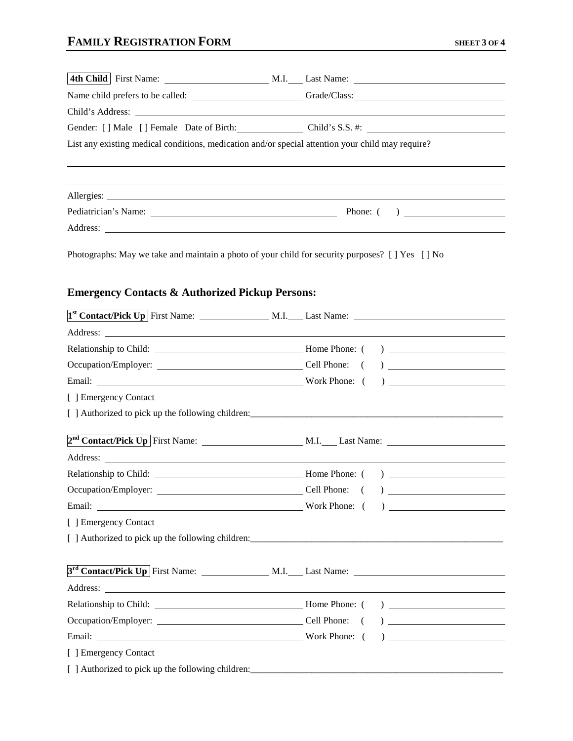## FAMILY REGISTRATION FORM

**4th Child** First Name: ______________________ M.I.___ Last Name: ______________________________

Name child prefers to be called: ______________________ Grade/Class: ______________________________

Child's Address: ________________________________________________________________________

Gender: [ ] Male [ ] Female Date of Birth: ______________ Child's S.S. #: ____________________________

List any existing medical conditions, medication and/or special attention your child may require?

________________________________________________________________________

________________________________________________________________________

Allergies: ________________________________________________________________________

Pediatrician's Name: ______________________________________ Phone: ( ) ____________________

Address: ________________________________________________________________________

Photographs: May we take and maintain a photo of your child for security purposes? [ ] Yes [ ] No

### Emergency Contacts & Authorized Pickup Persons:

**1st Contact/Pick Up** First Name: ______________ M.I.___ Last Name: ______________________________

Address: ________________________________________________________________________

Relationship to Child: ______________________________ Home Phone: ( ) ______________________

Occupation/Employer: ______________________________ Cell Phone: ( ) ______________________

Email: ____________________________________________ Work Phone: ( ) ______________________

[ ] Emergency Contact

[ ] Authorized to pick up the following children: ________________________________________________

**2nd Contact/Pick Up** First Name: ____________________ M.I.___ Last Name: ________________________

Address: ________________________________________________________________________

Relationship to Child: ______________________________ Home Phone: ( ) ______________________

Occupation/Employer: ______________________________ Cell Phone: ( ) ______________________

Email: ____________________________________________ Work Phone: ( ) ______________________

[ ] Emergency Contact

[ ] Authorized to pick up the following children: ________________________________________________

**3rd Contact/Pick Up** First Name: ______________ M.I.___ Last Name: ______________________________

Address: ________________________________________________________________________

Relationship to Child: ______________________________ Home Phone: ( ) ______________________

Occupation/Employer: ______________________________ Cell Phone: ( ) ______________________

Email: ____________________________________________ Work Phone: ( ) ______________________

[ ] Emergency Contact

[ ] Authorized to pick up the following children: ________________________________________________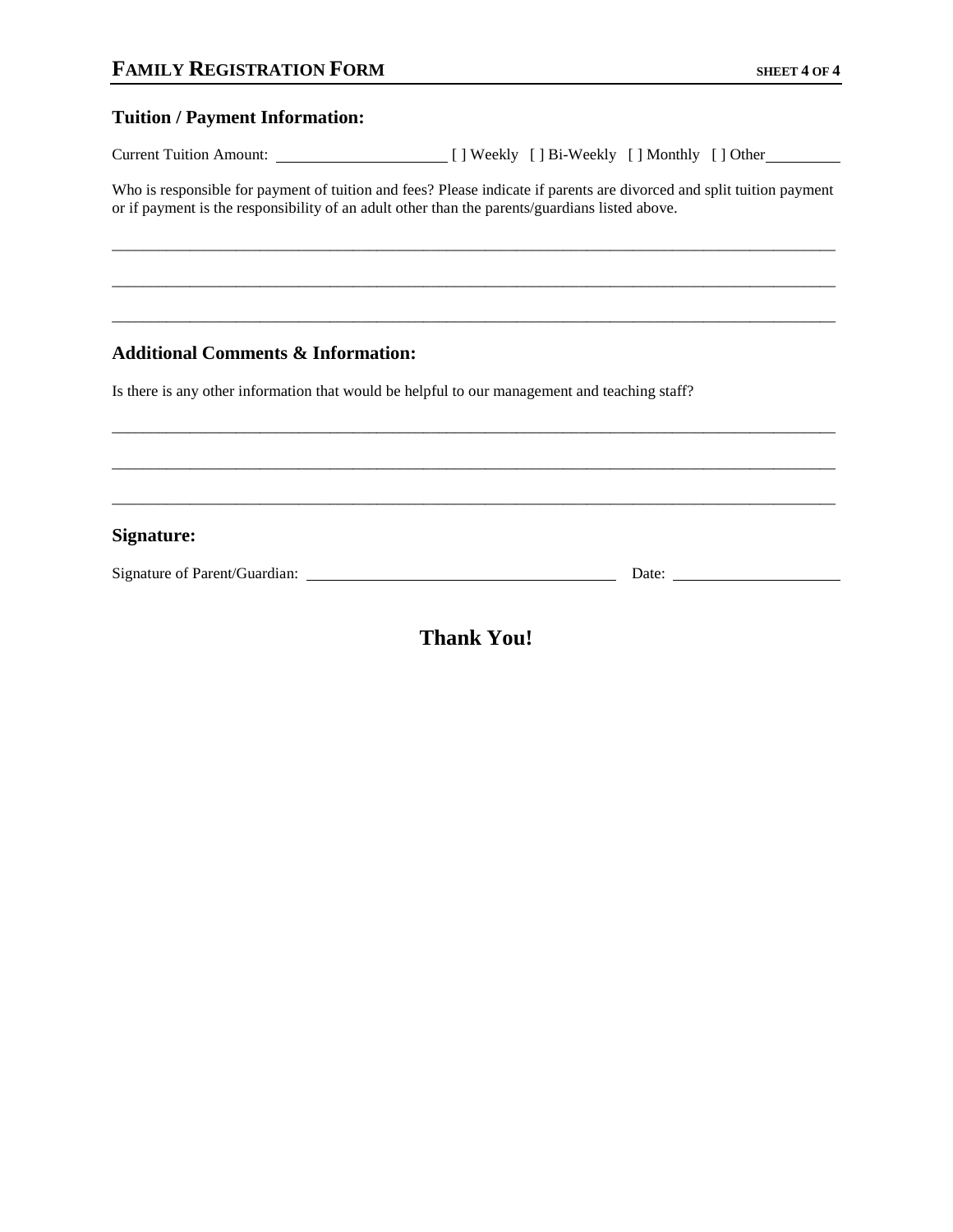# FAMILY REGISTRATION FORM

## Tuition / Payment Information:

Current Tuition Amount: ______________________ [ ] Weekly [ ] Bi-Weekly [ ] Monthly [ ] Other__________

Who is responsible for payment of tuition and fees? Please indicate if parents are divorced and split tuition payment or if payment is the responsibility of an adult other than the parents/guardians listed above.

______________________________________________________________________________________

______________________________________________________________________________________

______________________________________________________________________________________

## Additional Comments & Information:

Is there is any other information that would be helpful to our management and teaching staff?

______________________________________________________________________________________

______________________________________________________________________________________

______________________________________________________________________________________

## Signature:

Signature of Parent/Guardian: ________________________________________ Date: ______________________

**Thank You!**